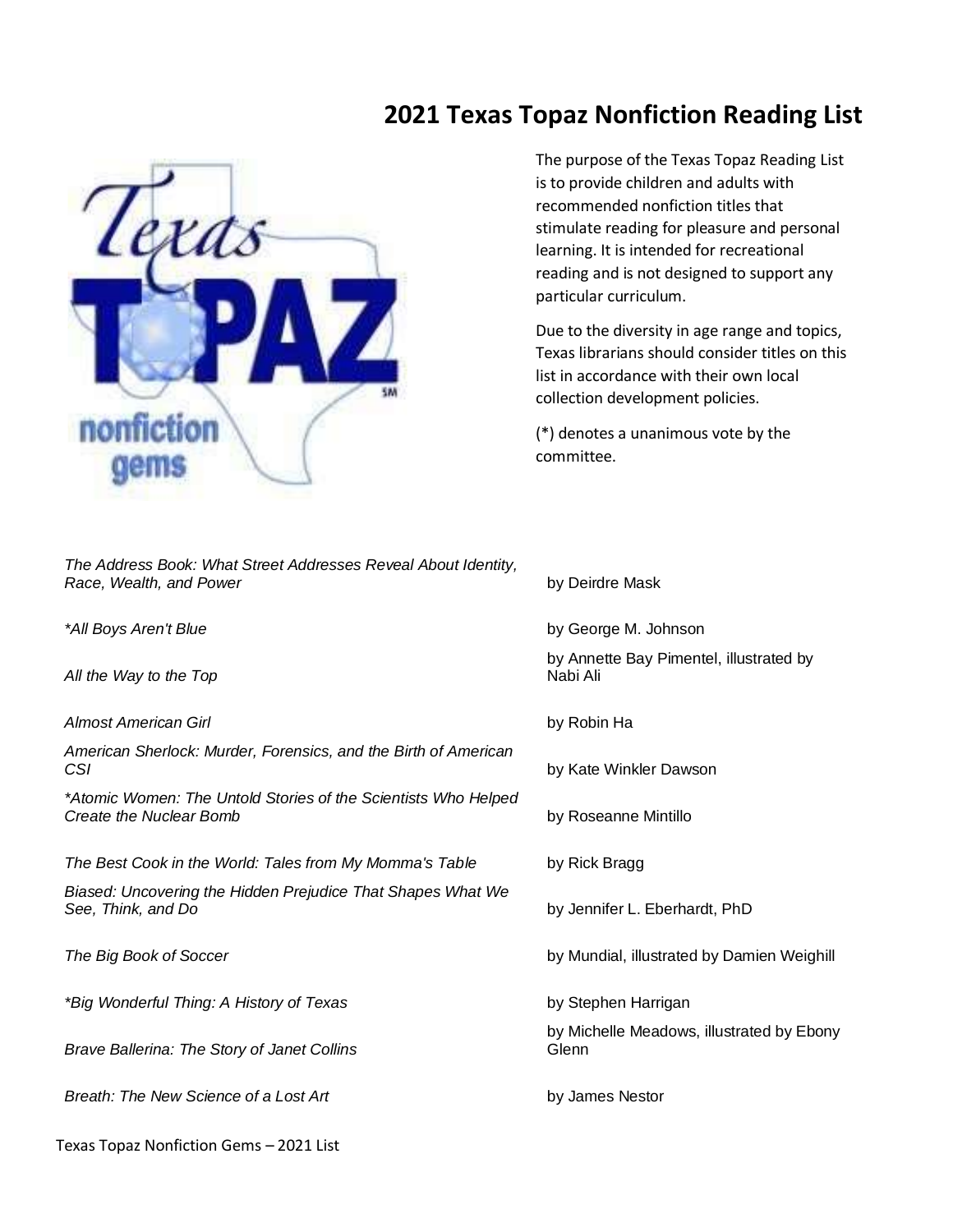# 2021 Texas Topaz Nonfiction Reading List

The purpose of the Texas Topaz Reading List is to provide children and adults with recommended nonfiction titles that stimulate reading for pleasure and personal learning. It is intended for recreational reading and is not designed to support any particular curriculum.

Due to the diversity in age range and topics, Texas librarians should consider titles on this list in accordance with their own local collection development policies.

(*) denotes a unanimous vote by the committee.

| | |
|---|---|
| *The Address Book: What Street Addresses Reveal About Identity, Race, Wealth, and Power* | by Deirdre Mask |
| *\*All Boys Aren't Blue* | by George M. Johnson |
| *All the Way to the Top* | by Annette Bay Pimentel, illustrated by Nabi Ali |
| *Almost American Girl* | by Robin Ha |
| *American Sherlock: Murder, Forensics, and the Birth of American CSI* | by Kate Winkler Dawson |
| *\*Atomic Women: The Untold Stories of the Scientists Who Helped Create the Nuclear Bomb* | by Roseanne Mintillo |
| *The Best Cook in the World: Tales from My Momma's Table* | by Rick Bragg |
| *Biased: Uncovering the Hidden Prejudice That Shapes What We See, Think, and Do* | by Jennifer L. Eberhardt, PhD |
| *The Big Book of Soccer* | by Mundial, illustrated by Damien Weighill |
| *\*Big Wonderful Thing: A History of Texas* | by Stephen Harrigan |
| *Brave Ballerina: The Story of Janet Collins* | by Michelle Meadows, illustrated by Ebony Glenn |
| *Breath: The New Science of a Lost Art* | by James Nestor |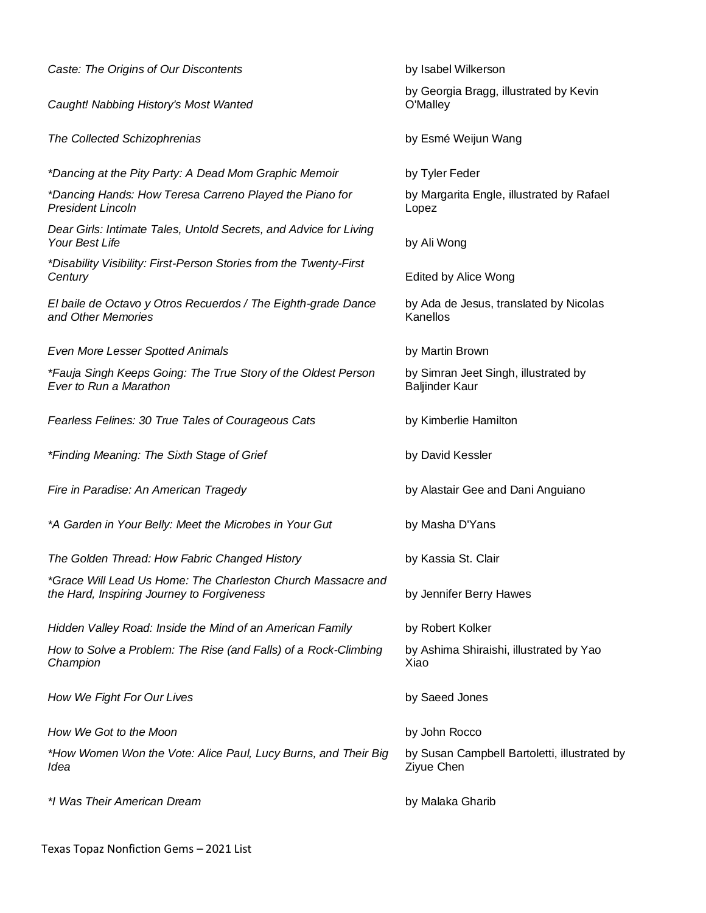_Caste: The Origins of Our Discontents_ — by Isabel Wilkerson

_Caught! Nabbing History's Most Wanted_ — by Georgia Bragg, illustrated by Kevin O'Malley

_The Collected Schizophrenias_ — by Esmé Weijun Wang

_*Dancing at the Pity Party: A Dead Mom Graphic Memoir_ — by Tyler Feder

_*Dancing Hands: How Teresa Carreno Played the Piano for President Lincoln_ — by Margarita Engle, illustrated by Rafael Lopez

_Dear Girls: Intimate Tales, Untold Secrets, and Advice for Living Your Best Life_ — by Ali Wong

_*Disability Visibility: First-Person Stories from the Twenty-First Century_ — Edited by Alice Wong

_El baile de Octavo y Otros Recuerdos / The Eighth-grade Dance and Other Memories_ — by Ada de Jesus, translated by Nicolas Kanellos

_Even More Lesser Spotted Animals_ — by Martin Brown

_*Fauja Singh Keeps Going: The True Story of the Oldest Person Ever to Run a Marathon_ — by Simran Jeet Singh, illustrated by Baljinder Kaur

_Fearless Felines: 30 True Tales of Courageous Cats_ — by Kimberlie Hamilton

_*Finding Meaning: The Sixth Stage of Grief_ — by David Kessler

_Fire in Paradise: An American Tragedy_ — by Alastair Gee and Dani Anguiano

_*A Garden in Your Belly: Meet the Microbes in Your Gut_ — by Masha D'Yans

_The Golden Thread: How Fabric Changed History_ — by Kassia St. Clair

_*Grace Will Lead Us Home: The Charleston Church Massacre and the Hard, Inspiring Journey to Forgiveness_ — by Jennifer Berry Hawes

_Hidden Valley Road: Inside the Mind of an American Family_ — by Robert Kolker

_How to Solve a Problem: The Rise (and Falls) of a Rock-Climbing Champion_ — by Ashima Shiraishi, illustrated by Yao Xiao

_How We Fight For Our Lives_ — by Saeed Jones

_How We Got to the Moon_ — by John Rocco

_*How Women Won the Vote: Alice Paul, Lucy Burns, and Their Big Idea_ — by Susan Campbell Bartoletti, illustrated by Ziyue Chen

_*I Was Their American Dream_ — by Malaka Gharib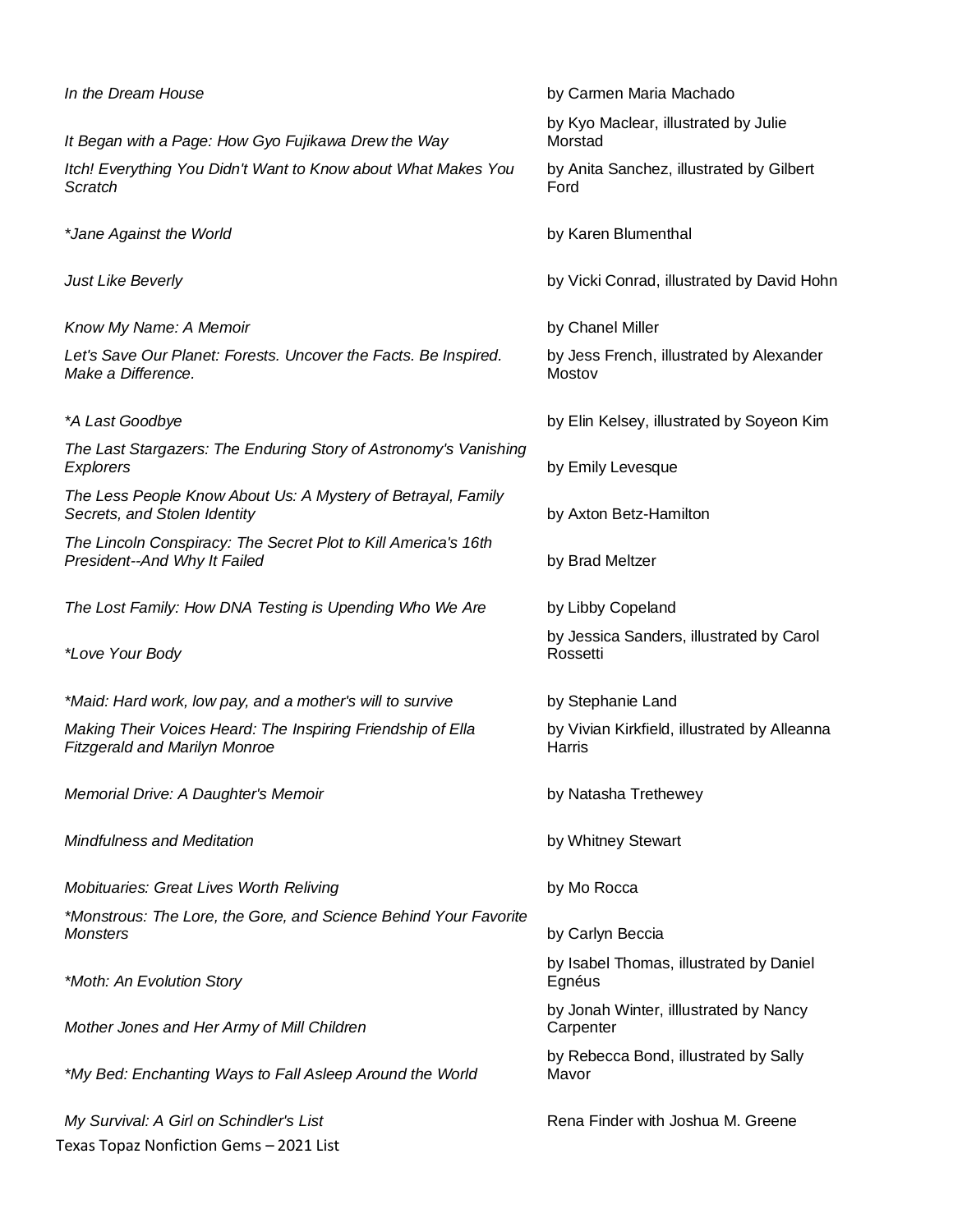| Title | Author |
|---|---|
| *In the Dream House* | by Carmen Maria Machado |
| *It Began with a Page: How Gyo Fujikawa Drew the Way* | by Kyo Maclear, illustrated by Julie Morstad |
| *Itch! Everything You Didn't Want to Know about What Makes You Scratch* | by Anita Sanchez, illustrated by Gilbert Ford |
| **Jane Against the World* | by Karen Blumenthal |
| *Just Like Beverly* | by Vicki Conrad, illustrated by David Hohn |
| *Know My Name: A Memoir* | by Chanel Miller |
| *Let's Save Our Planet: Forests. Uncover the Facts. Be Inspired. Make a Difference.* | by Jess French, illustrated by Alexander Mostov |
| **A Last Goodbye* | by Elin Kelsey, illustrated by Soyeon Kim |
| *The Last Stargazers: The Enduring Story of Astronomy's Vanishing Explorers* | by Emily Levesque |
| *The Less People Know About Us: A Mystery of Betrayal, Family Secrets, and Stolen Identity* | by Axton Betz-Hamilton |
| *The Lincoln Conspiracy: The Secret Plot to Kill America's 16th President--And Why It Failed* | by Brad Meltzer |
| *The Lost Family: How DNA Testing is Upending Who We Are* | by Libby Copeland |
| **Love Your Body* | by Jessica Sanders, illustrated by Carol Rossetti |
| **Maid: Hard work, low pay, and a mother's will to survive* | by Stephanie Land |
| *Making Their Voices Heard: The Inspiring Friendship of Ella Fitzgerald and Marilyn Monroe* | by Vivian Kirkfield, illustrated by Alleanna Harris |
| *Memorial Drive: A Daughter's Memoir* | by Natasha Trethewey |
| *Mindfulness and Meditation* | by Whitney Stewart |
| *Mobituaries: Great Lives Worth Reliving* | by Mo Rocca |
| **Monstrous: The Lore, the Gore, and Science Behind Your Favorite Monsters* | by Carlyn Beccia |
| **Moth: An Evolution Story* | by Isabel Thomas, illustrated by Daniel Egnéus |
| *Mother Jones and Her Army of Mill Children* | by Jonah Winter, illlustrated by Nancy Carpenter |
| **My Bed: Enchanting Ways to Fall Asleep Around the World* | by Rebecca Bond, illustrated by Sally Mavor |
| *My Survival: A Girl on Schindler's List* | Rena Finder with Joshua M. Greene |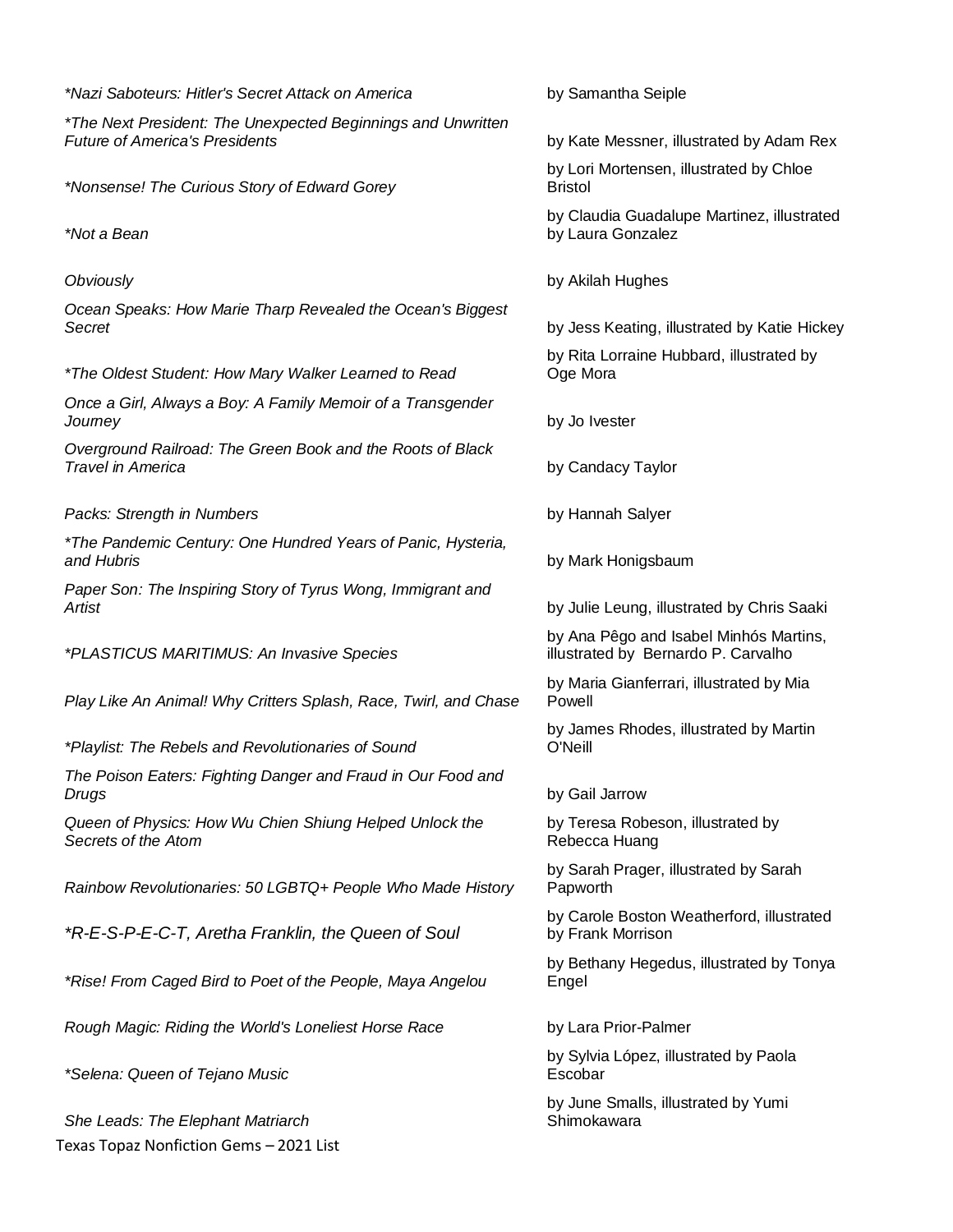*Nazi Saboteurs: Hitler's Secret Attack on America by Samantha Seiple

*The Next President: The Unexpected Beginnings and Unwritten Future of America's Presidents by Kate Messner, illustrated by Adam Rex

*Nonsense! The Curious Story of Edward Gorey by Lori Mortensen, illustrated by Chloe Bristol

*Not a Bean by Claudia Guadalupe Martinez, illustrated by Laura Gonzalez

Obviously by Akilah Hughes

Ocean Speaks: How Marie Tharp Revealed the Ocean's Biggest Secret by Jess Keating, illustrated by Katie Hickey

*The Oldest Student: How Mary Walker Learned to Read by Rita Lorraine Hubbard, illustrated by Oge Mora

Once a Girl, Always a Boy: A Family Memoir of a Transgender Journey by Jo Ivester

Overground Railroad: The Green Book and the Roots of Black Travel in America by Candacy Taylor

Packs: Strength in Numbers by Hannah Salyer

*The Pandemic Century: One Hundred Years of Panic, Hysteria, and Hubris by Mark Honigsbaum

Paper Son: The Inspiring Story of Tyrus Wong, Immigrant and Artist by Julie Leung, illustrated by Chris Saaki

*PLASTICUS MARITIMUS: An Invasive Species by Ana Pêgo and Isabel Minhós Martins, illustrated by Bernardo P. Carvalho

Play Like An Animal! Why Critters Splash, Race, Twirl, and Chase by Maria Gianferrari, illustrated by Mia Powell

*Playlist: The Rebels and Revolutionaries of Sound by James Rhodes, illustrated by Martin O'Neill

The Poison Eaters: Fighting Danger and Fraud in Our Food and Drugs by Gail Jarrow

Queen of Physics: How Wu Chien Shiung Helped Unlock the Secrets of the Atom by Teresa Robeson, illustrated by Rebecca Huang

Rainbow Revolutionaries: 50 LGBTQ+ People Who Made History by Sarah Prager, illustrated by Sarah Papworth

*R-E-S-P-E-C-T, Aretha Franklin, the Queen of Soul by Carole Boston Weatherford, illustrated by Frank Morrison

*Rise! From Caged Bird to Poet of the People, Maya Angelou by Bethany Hegedus, illustrated by Tonya Engel

Rough Magic: Riding the World's Loneliest Horse Race by Lara Prior-Palmer

*Selena: Queen of Tejano Music by Sylvia López, illustrated by Paola Escobar

She Leads: The Elephant Matriarch by June Smalls, illustrated by Yumi Shimokawara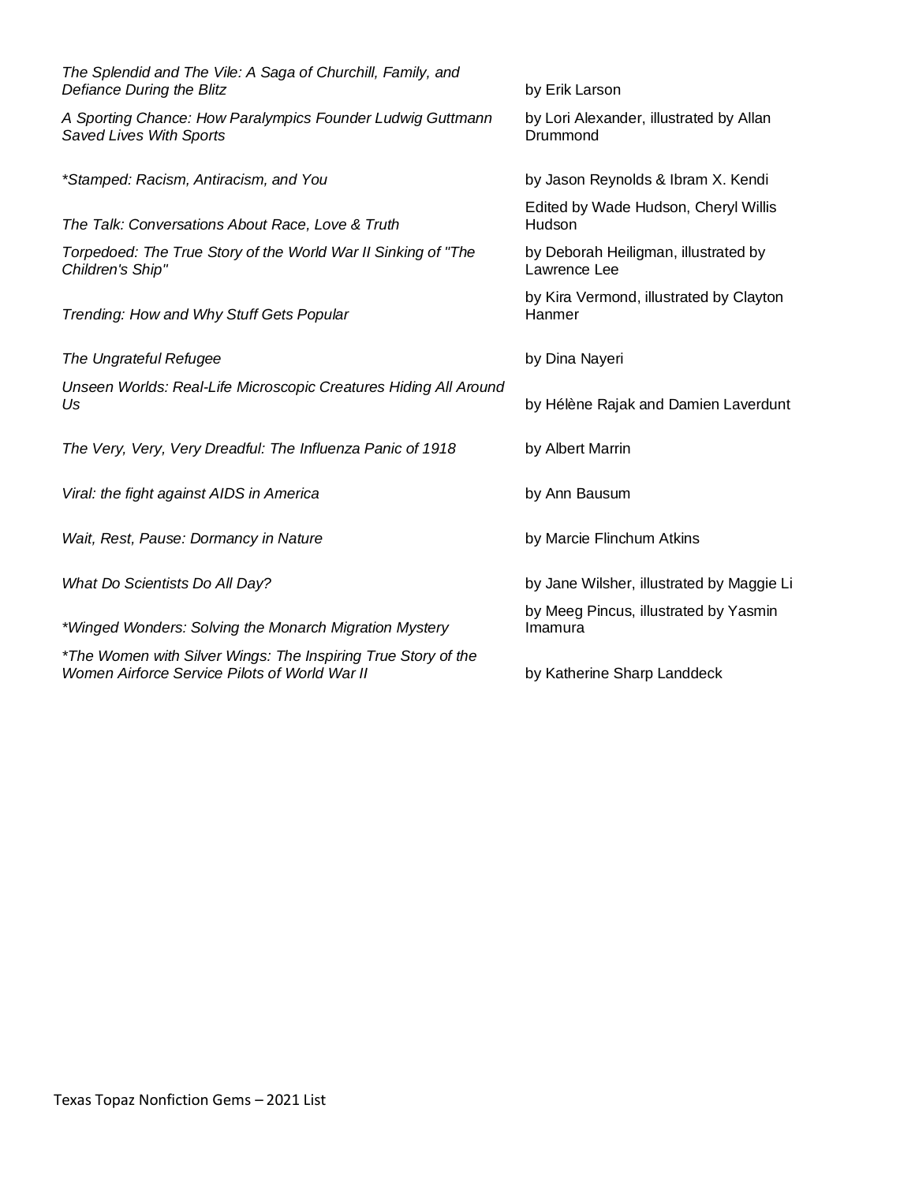| | |
|---|---|
| _The Splendid and The Vile: A Saga of Churchill, Family, and Defiance During the Blitz_ | by Erik Larson |
| _A Sporting Chance: How Paralympics Founder Ludwig Guttmann Saved Lives With Sports_ | by Lori Alexander, illustrated by Allan Drummond |
| _*Stamped: Racism, Antiracism, and You_ | by Jason Reynolds & Ibram X. Kendi |
| _The Talk: Conversations About Race, Love & Truth_ | Edited by Wade Hudson, Cheryl Willis Hudson |
| _Torpedoed: The True Story of the World War II Sinking of "The Children's Ship"_ | by Deborah Heiligman, illustrated by Lawrence Lee |
| _Trending: How and Why Stuff Gets Popular_ | by Kira Vermond, illustrated by Clayton Hanmer |
| _The Ungrateful Refugee_ | by Dina Nayeri |
| _Unseen Worlds: Real-Life Microscopic Creatures Hiding All Around Us_ | by Hélène Rajak and Damien Laverdunt |
| _The Very, Very, Very Dreadful: The Influenza Panic of 1918_ | by Albert Marrin |
| _Viral: the fight against AIDS in America_ | by Ann Bausum |
| _Wait, Rest, Pause: Dormancy in Nature_ | by Marcie Flinchum Atkins |
| _What Do Scientists Do All Day?_ | by Jane Wilsher, illustrated by Maggie Li |
| _*Winged Wonders: Solving the Monarch Migration Mystery_ | by Meeg Pincus, illustrated by Yasmin Imamura |
| _*The Women with Silver Wings: The Inspiring True Story of the Women Airforce Service Pilots of World War II_ | by Katherine Sharp Landdeck |